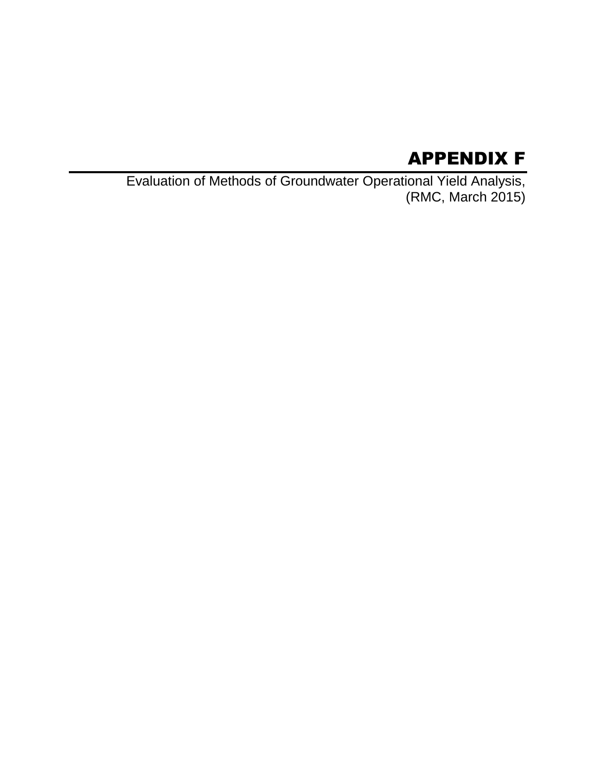# APPENDIX F

Evaluation of Methods of Groundwater Operational Yield Analysis, (RMC, March 2015)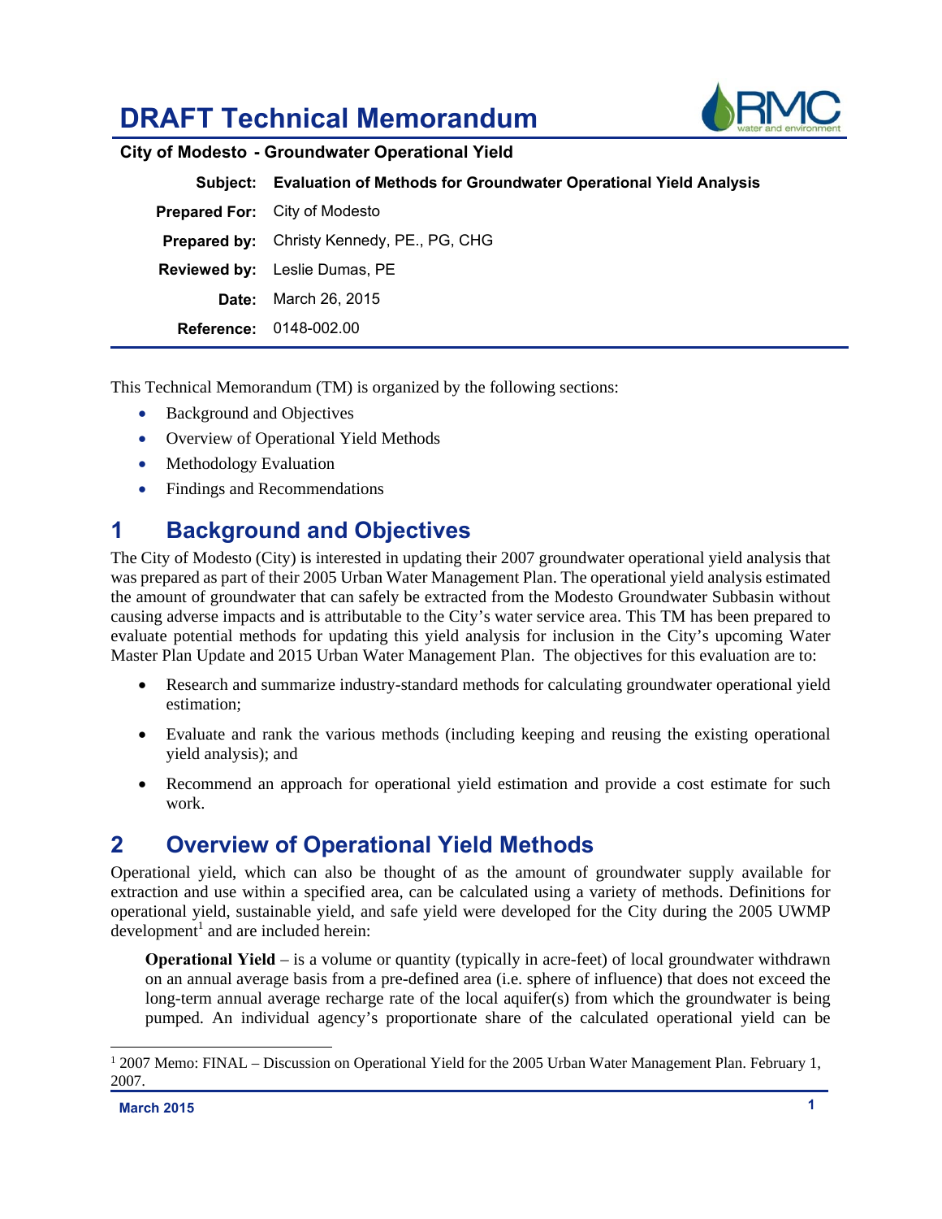# DRAFT Technical Memorandum

**City of Modesto - Groundwater Operational Yield**

| | |
|---|---|
| **Subject:** | **Evaluation of Methods for Groundwater Operational Yield Analysis** |
| **Prepared For:** | City of Modesto |
| **Prepared by:** | Christy Kennedy, PE., PG, CHG |
| **Reviewed by:** | Leslie Dumas, PE |
| **Date:** | March 26, 2015 |
| **Reference:** | 0148-002.00 |

This Technical Memorandum (TM) is organized by the following sections:

- Background and Objectives
- Overview of Operational Yield Methods
- Methodology Evaluation
- Findings and Recommendations

## 1 Background and Objectives

The City of Modesto (City) is interested in updating their 2007 groundwater operational yield analysis that was prepared as part of their 2005 Urban Water Management Plan. The operational yield analysis estimated the amount of groundwater that can safely be extracted from the Modesto Groundwater Subbasin without causing adverse impacts and is attributable to the City's water service area. This TM has been prepared to evaluate potential methods for updating this yield analysis for inclusion in the City's upcoming Water Master Plan Update and 2015 Urban Water Management Plan. The objectives for this evaluation are to:

- Research and summarize industry-standard methods for calculating groundwater operational yield estimation;
- Evaluate and rank the various methods (including keeping and reusing the existing operational yield analysis); and
- Recommend an approach for operational yield estimation and provide a cost estimate for such work.

## 2 Overview of Operational Yield Methods

Operational yield, which can also be thought of as the amount of groundwater supply available for extraction and use within a specified area, can be calculated using a variety of methods. Definitions for operational yield, sustainable yield, and safe yield were developed for the City during the 2005 UWMP development[1] and are included herein:

> **Operational Yield** – is a volume or quantity (typically in acre-feet) of local groundwater withdrawn on an annual average basis from a pre-defined area (i.e. sphere of influence) that does not exceed the long-term annual average recharge rate of the local aquifer(s) from which the groundwater is being pumped. An individual agency's proportionate share of the calculated operational yield can be

[1] 2007 Memo: FINAL – Discussion on Operational Yield for the 2005 Urban Water Management Plan. February 1, 2007.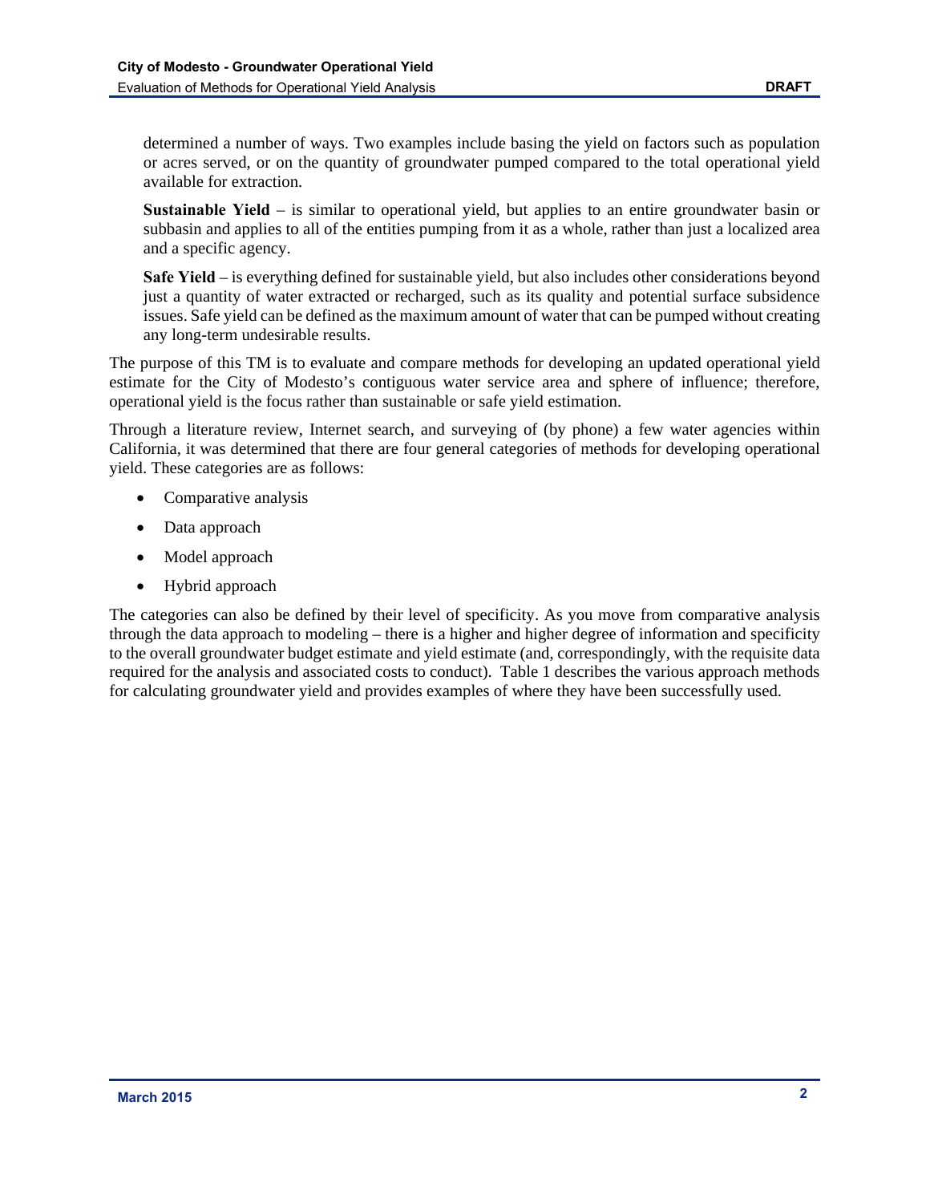determined a number of ways. Two examples include basing the yield on factors such as population or acres served, or on the quantity of groundwater pumped compared to the total operational yield available for extraction.

**Sustainable Yield** – is similar to operational yield, but applies to an entire groundwater basin or subbasin and applies to all of the entities pumping from it as a whole, rather than just a localized area and a specific agency.

**Safe Yield** – is everything defined for sustainable yield, but also includes other considerations beyond just a quantity of water extracted or recharged, such as its quality and potential surface subsidence issues. Safe yield can be defined as the maximum amount of water that can be pumped without creating any long-term undesirable results.

The purpose of this TM is to evaluate and compare methods for developing an updated operational yield estimate for the City of Modesto's contiguous water service area and sphere of influence; therefore, operational yield is the focus rather than sustainable or safe yield estimation.

Through a literature review, Internet search, and surveying of (by phone) a few water agencies within California, it was determined that there are four general categories of methods for developing operational yield. These categories are as follows:

- Comparative analysis
- Data approach
- Model approach
- Hybrid approach

The categories can also be defined by their level of specificity. As you move from comparative analysis through the data approach to modeling – there is a higher and higher degree of information and specificity to the overall groundwater budget estimate and yield estimate (and, correspondingly, with the requisite data required for the analysis and associated costs to conduct). Table 1 describes the various approach methods for calculating groundwater yield and provides examples of where they have been successfully used.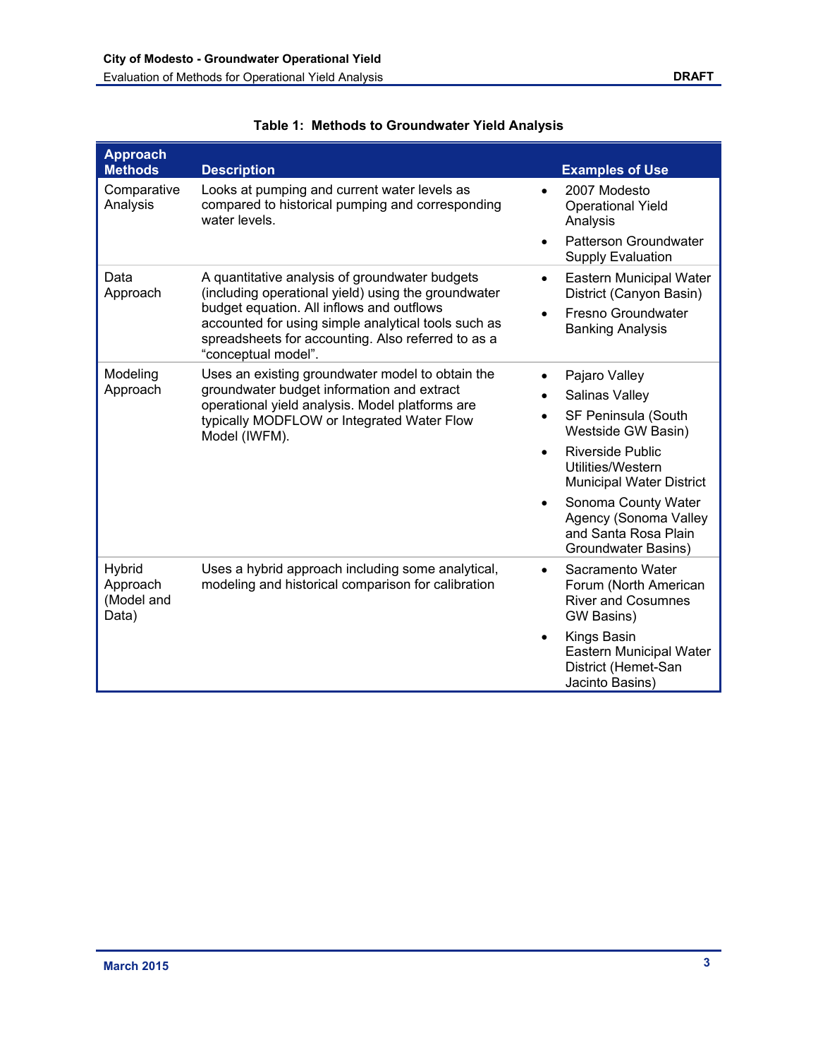**Table 1: Methods to Groundwater Yield Analysis**

| Approach Methods | Description | Examples of Use |
|---|---|---|
| Comparative Analysis | Looks at pumping and current water levels as compared to historical pumping and corresponding water levels. | • 2007 Modesto Operational Yield Analysis<br>• Patterson Groundwater Supply Evaluation |
| Data Approach | A quantitative analysis of groundwater budgets (including operational yield) using the groundwater budget equation. All inflows and outflows accounted for using simple analytical tools such as spreadsheets for accounting. Also referred to as a "conceptual model". | • Eastern Municipal Water District (Canyon Basin)<br>• Fresno Groundwater Banking Analysis |
| Modeling Approach | Uses an existing groundwater model to obtain the groundwater budget information and extract operational yield analysis. Model platforms are typically MODFLOW or Integrated Water Flow Model (IWFM). | • Pajaro Valley<br>• Salinas Valley<br>• SF Peninsula (South Westside GW Basin)<br>• Riverside Public Utilities/Western Municipal Water District<br>• Sonoma County Water Agency (Sonoma Valley and Santa Rosa Plain Groundwater Basins) |
| Hybrid Approach (Model and Data) | Uses a hybrid approach including some analytical, modeling and historical comparison for calibration | • Sacramento Water Forum (North American River and Cosumnes GW Basins)<br>• Kings Basin Eastern Municipal Water District (Hemet-San Jacinto Basins) |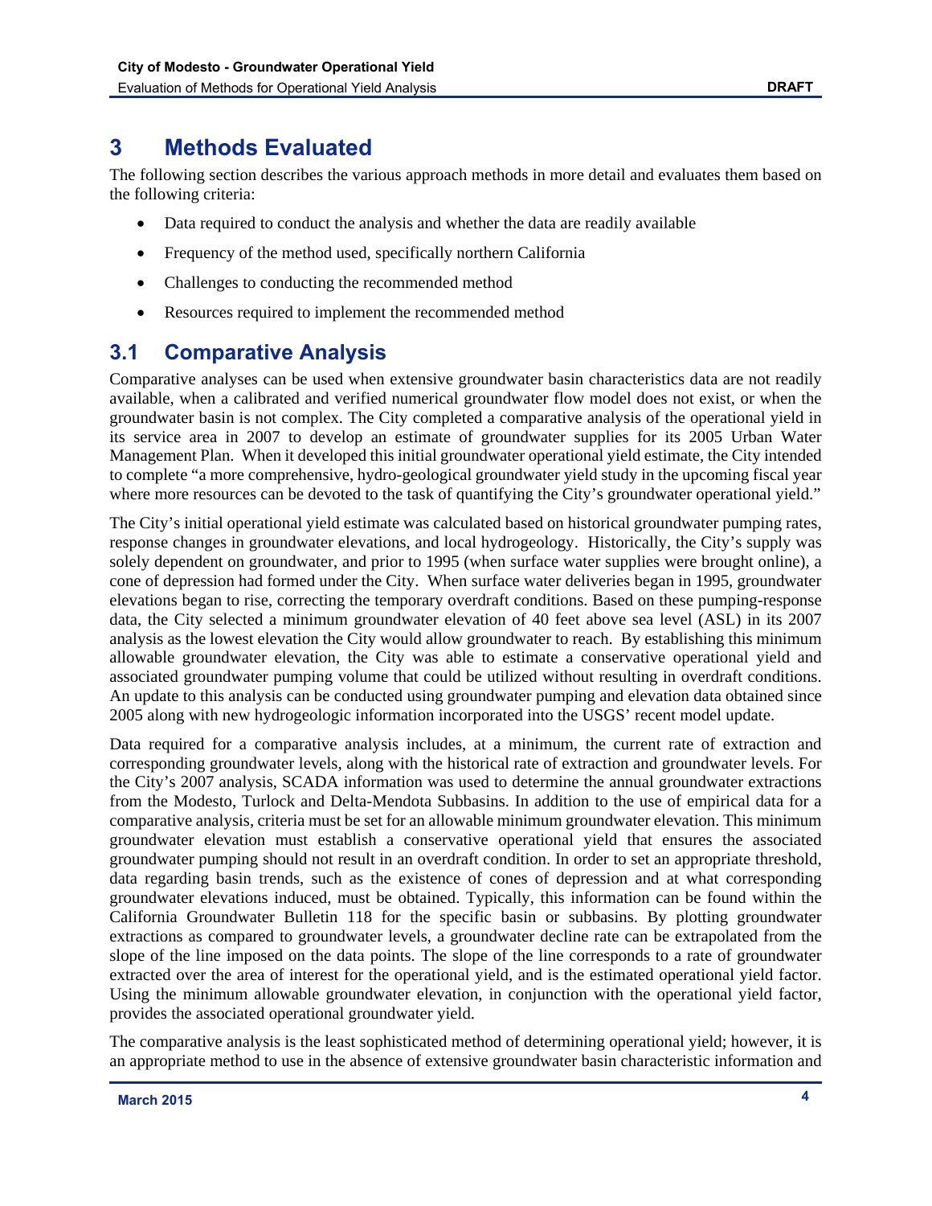# 3 Methods Evaluated

The following section describes the various approach methods in more detail and evaluates them based on the following criteria:

- Data required to conduct the analysis and whether the data are readily available
- Frequency of the method used, specifically northern California
- Challenges to conducting the recommended method
- Resources required to implement the recommended method

## 3.1 Comparative Analysis

Comparative analyses can be used when extensive groundwater basin characteristics data are not readily available, when a calibrated and verified numerical groundwater flow model does not exist, or when the groundwater basin is not complex. The City completed a comparative analysis of the operational yield in its service area in 2007 to develop an estimate of groundwater supplies for its 2005 Urban Water Management Plan. When it developed this initial groundwater operational yield estimate, the City intended to complete "a more comprehensive, hydro-geological groundwater yield study in the upcoming fiscal year where more resources can be devoted to the task of quantifying the City's groundwater operational yield."

The City's initial operational yield estimate was calculated based on historical groundwater pumping rates, response changes in groundwater elevations, and local hydrogeology. Historically, the City's supply was solely dependent on groundwater, and prior to 1995 (when surface water supplies were brought online), a cone of depression had formed under the City. When surface water deliveries began in 1995, groundwater elevations began to rise, correcting the temporary overdraft conditions. Based on these pumping-response data, the City selected a minimum groundwater elevation of 40 feet above sea level (ASL) in its 2007 analysis as the lowest elevation the City would allow groundwater to reach. By establishing this minimum allowable groundwater elevation, the City was able to estimate a conservative operational yield and associated groundwater pumping volume that could be utilized without resulting in overdraft conditions. An update to this analysis can be conducted using groundwater pumping and elevation data obtained since 2005 along with new hydrogeologic information incorporated into the USGS' recent model update.

Data required for a comparative analysis includes, at a minimum, the current rate of extraction and corresponding groundwater levels, along with the historical rate of extraction and groundwater levels. For the City's 2007 analysis, SCADA information was used to determine the annual groundwater extractions from the Modesto, Turlock and Delta-Mendota Subbasins. In addition to the use of empirical data for a comparative analysis, criteria must be set for an allowable minimum groundwater elevation. This minimum groundwater elevation must establish a conservative operational yield that ensures the associated groundwater pumping should not result in an overdraft condition. In order to set an appropriate threshold, data regarding basin trends, such as the existence of cones of depression and at what corresponding groundwater elevations induced, must be obtained. Typically, this information can be found within the California Groundwater Bulletin 118 for the specific basin or subbasins. By plotting groundwater extractions as compared to groundwater levels, a groundwater decline rate can be extrapolated from the slope of the line imposed on the data points. The slope of the line corresponds to a rate of groundwater extracted over the area of interest for the operational yield, and is the estimated operational yield factor. Using the minimum allowable groundwater elevation, in conjunction with the operational yield factor, provides the associated operational groundwater yield.

The comparative analysis is the least sophisticated method of determining operational yield; however, it is an appropriate method to use in the absence of extensive groundwater basin characteristic information and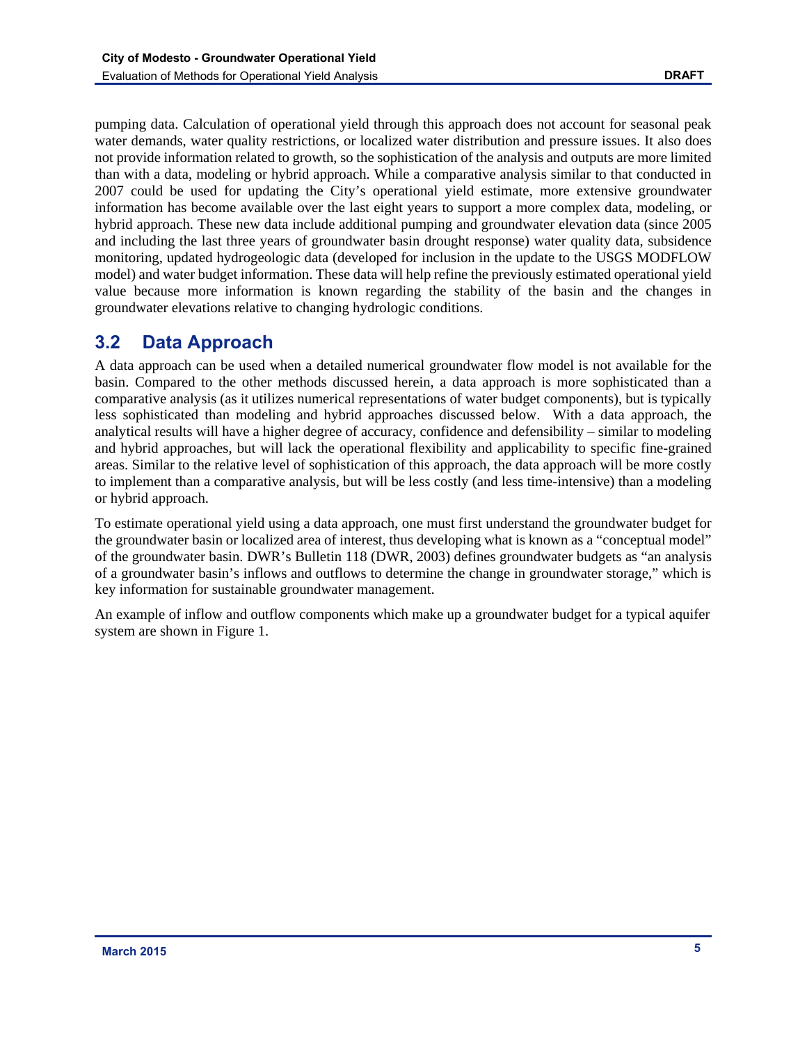pumping data. Calculation of operational yield through this approach does not account for seasonal peak water demands, water quality restrictions, or localized water distribution and pressure issues. It also does not provide information related to growth, so the sophistication of the analysis and outputs are more limited than with a data, modeling or hybrid approach. While a comparative analysis similar to that conducted in 2007 could be used for updating the City's operational yield estimate, more extensive groundwater information has become available over the last eight years to support a more complex data, modeling, or hybrid approach. These new data include additional pumping and groundwater elevation data (since 2005 and including the last three years of groundwater basin drought response) water quality data, subsidence monitoring, updated hydrogeologic data (developed for inclusion in the update to the USGS MODFLOW model) and water budget information. These data will help refine the previously estimated operational yield value because more information is known regarding the stability of the basin and the changes in groundwater elevations relative to changing hydrologic conditions.

## 3.2 Data Approach

A data approach can be used when a detailed numerical groundwater flow model is not available for the basin. Compared to the other methods discussed herein, a data approach is more sophisticated than a comparative analysis (as it utilizes numerical representations of water budget components), but is typically less sophisticated than modeling and hybrid approaches discussed below. With a data approach, the analytical results will have a higher degree of accuracy, confidence and defensibility – similar to modeling and hybrid approaches, but will lack the operational flexibility and applicability to specific fine-grained areas. Similar to the relative level of sophistication of this approach, the data approach will be more costly to implement than a comparative analysis, but will be less costly (and less time-intensive) than a modeling or hybrid approach.

To estimate operational yield using a data approach, one must first understand the groundwater budget for the groundwater basin or localized area of interest, thus developing what is known as a "conceptual model" of the groundwater basin. DWR's Bulletin 118 (DWR, 2003) defines groundwater budgets as "an analysis of a groundwater basin's inflows and outflows to determine the change in groundwater storage," which is key information for sustainable groundwater management.

An example of inflow and outflow components which make up a groundwater budget for a typical aquifer system are shown in Figure 1.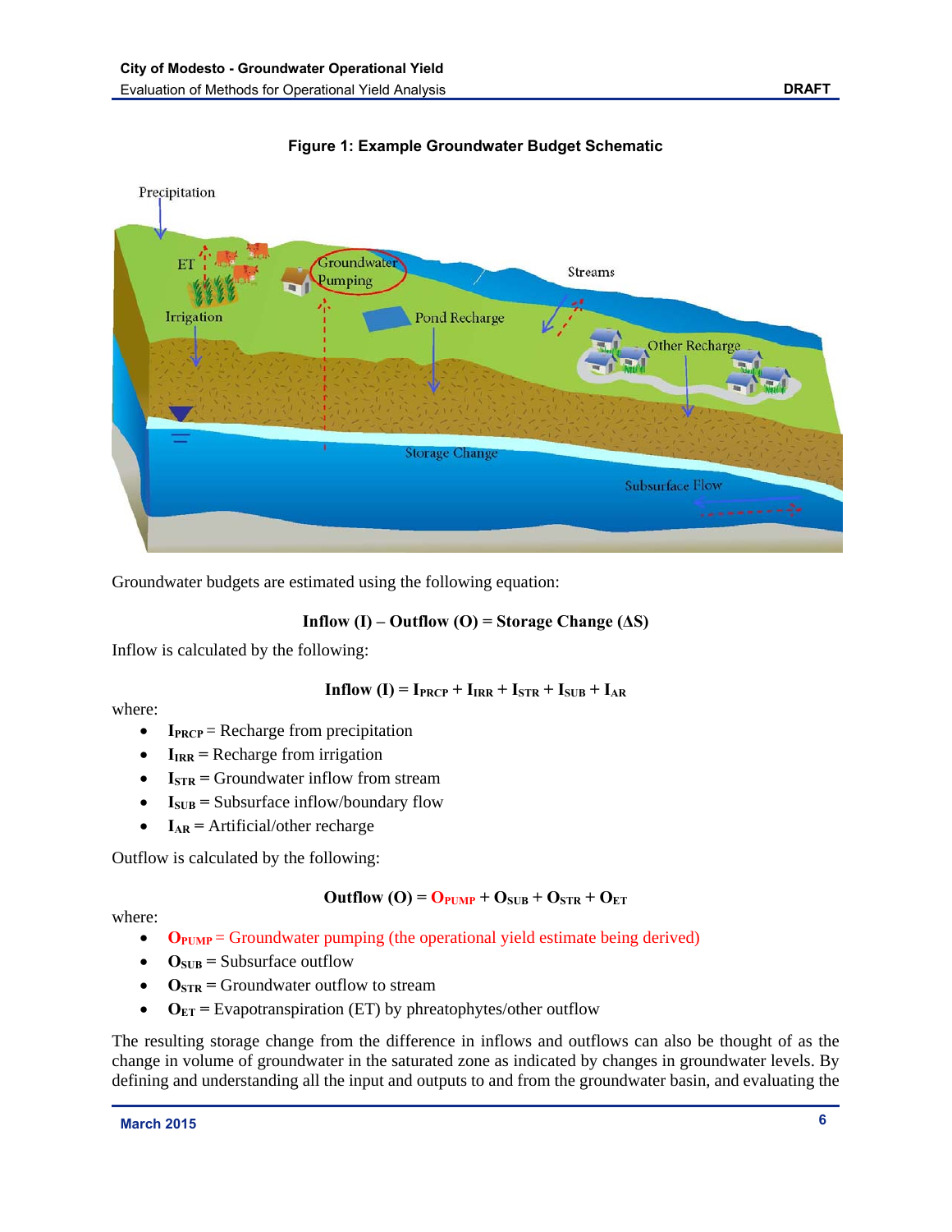**Figure 1: Example Groundwater Budget Schematic**

Groundwater budgets are estimated using the following equation:

$$\textbf{Inflow (I)} - \textbf{Outflow (O)} = \textbf{Storage Change } (\Delta S)$$

Inflow is calculated by the following:

$$\textbf{Inflow (I)} = I_{PRCP} + I_{IRR} + I_{STR} + I_{SUB} + I_{AR}$$

where:

- $I_{PRCP}$ = Recharge from precipitation
- $I_{IRR}$ = Recharge from irrigation
- $I_{STR}$ = Groundwater inflow from stream
- $I_{SUB}$ = Subsurface inflow/boundary flow
- $I_{AR}$ = Artificial/other recharge

Outflow is calculated by the following:

$$\textbf{Outflow (O)} = O_{PUMP} + O_{SUB} + O_{STR} + O_{ET}$$

where:

- $O_{PUMP}$ = Groundwater pumping (the operational yield estimate being derived)
- $O_{SUB}$ = Subsurface outflow
- $O_{STR}$ = Groundwater outflow to stream
- $O_{ET}$ = Evapotranspiration (ET) by phreatophytes/other outflow

The resulting storage change from the difference in inflows and outflows can also be thought of as the change in volume of groundwater in the saturated zone as indicated by changes in groundwater levels. By defining and understanding all the input and outputs to and from the groundwater basin, and evaluating the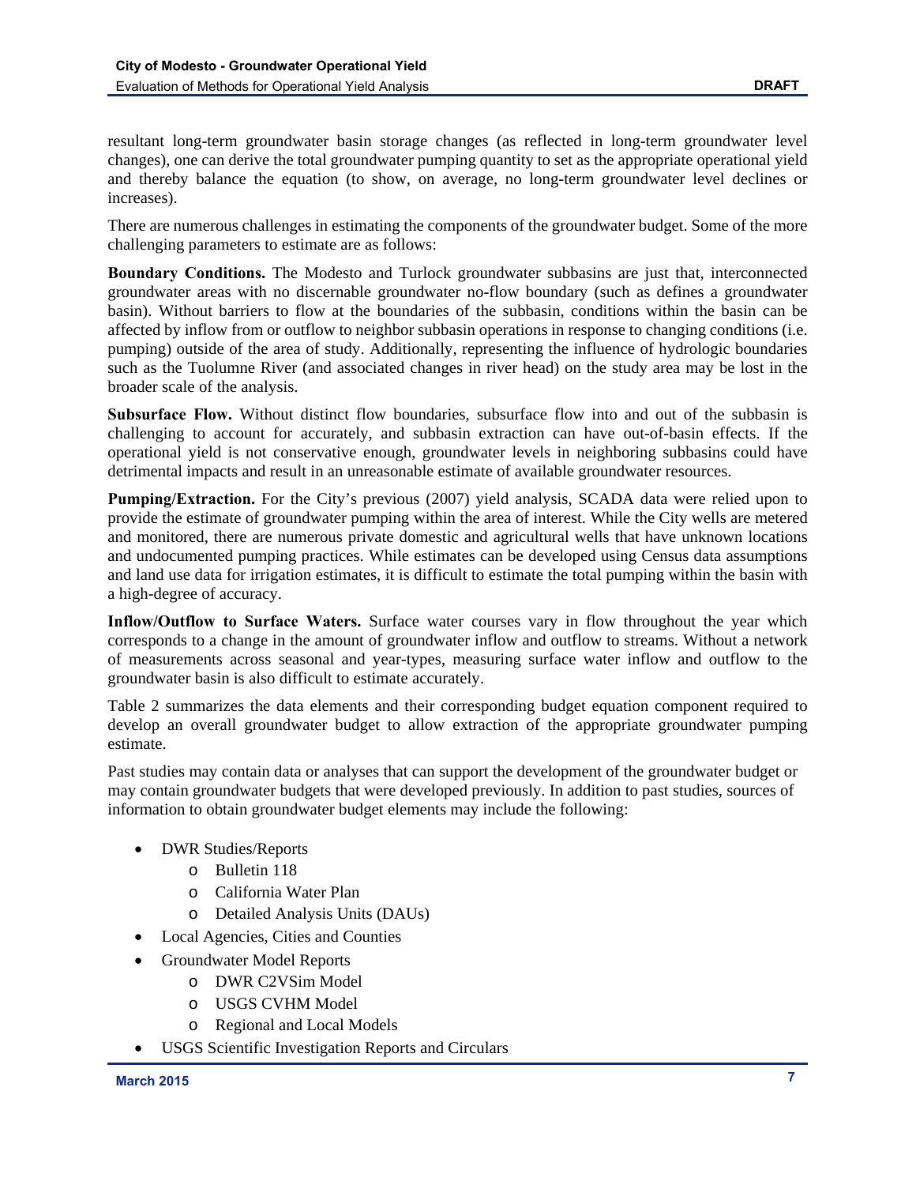resultant long-term groundwater basin storage changes (as reflected in long-term groundwater level changes), one can derive the total groundwater pumping quantity to set as the appropriate operational yield and thereby balance the equation (to show, on average, no long-term groundwater level declines or increases).

There are numerous challenges in estimating the components of the groundwater budget. Some of the more challenging parameters to estimate are as follows:

**Boundary Conditions.** The Modesto and Turlock groundwater subbasins are just that, interconnected groundwater areas with no discernable groundwater no-flow boundary (such as defines a groundwater basin). Without barriers to flow at the boundaries of the subbasin, conditions within the basin can be affected by inflow from or outflow to neighbor subbasin operations in response to changing conditions (i.e. pumping) outside of the area of study. Additionally, representing the influence of hydrologic boundaries such as the Tuolumne River (and associated changes in river head) on the study area may be lost in the broader scale of the analysis.

**Subsurface Flow.** Without distinct flow boundaries, subsurface flow into and out of the subbasin is challenging to account for accurately, and subbasin extraction can have out-of-basin effects. If the operational yield is not conservative enough, groundwater levels in neighboring subbasins could have detrimental impacts and result in an unreasonable estimate of available groundwater resources.

**Pumping/Extraction.** For the City's previous (2007) yield analysis, SCADA data were relied upon to provide the estimate of groundwater pumping within the area of interest. While the City wells are metered and monitored, there are numerous private domestic and agricultural wells that have unknown locations and undocumented pumping practices. While estimates can be developed using Census data assumptions and land use data for irrigation estimates, it is difficult to estimate the total pumping within the basin with a high-degree of accuracy.

**Inflow/Outflow to Surface Waters.** Surface water courses vary in flow throughout the year which corresponds to a change in the amount of groundwater inflow and outflow to streams. Without a network of measurements across seasonal and year-types, measuring surface water inflow and outflow to the groundwater basin is also difficult to estimate accurately.

Table 2 summarizes the data elements and their corresponding budget equation component required to develop an overall groundwater budget to allow extraction of the appropriate groundwater pumping estimate.

Past studies may contain data or analyses that can support the development of the groundwater budget or may contain groundwater budgets that were developed previously. In addition to past studies, sources of information to obtain groundwater budget elements may include the following:

- DWR Studies/Reports
  - Bulletin 118
  - California Water Plan
  - Detailed Analysis Units (DAUs)
- Local Agencies, Cities and Counties
- Groundwater Model Reports
  - DWR C2VSim Model
  - USGS CVHM Model
  - Regional and Local Models
- USGS Scientific Investigation Reports and Circulars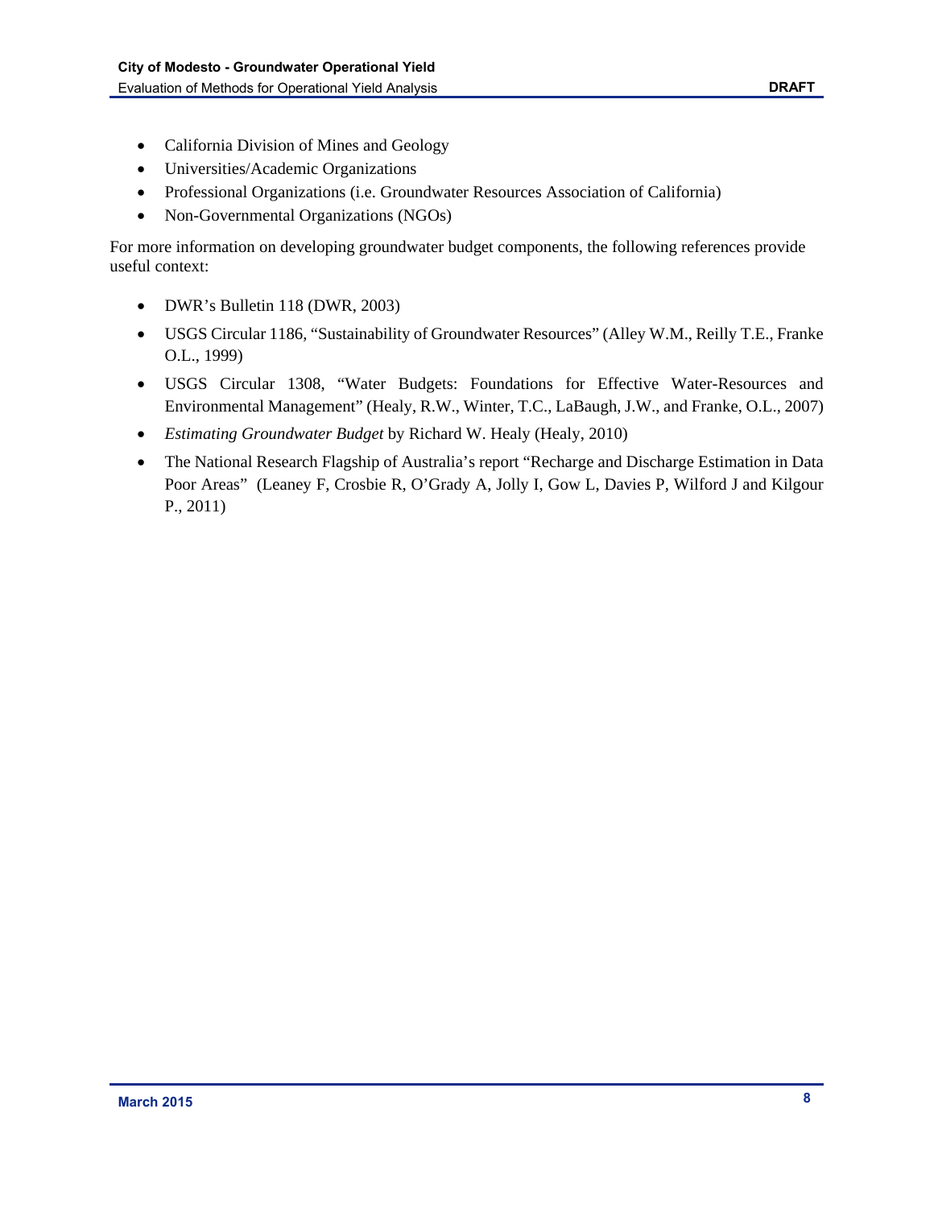- California Division of Mines and Geology
- Universities/Academic Organizations
- Professional Organizations (i.e. Groundwater Resources Association of California)
- Non-Governmental Organizations (NGOs)

For more information on developing groundwater budget components, the following references provide useful context:

- DWR's Bulletin 118 (DWR, 2003)
- USGS Circular 1186, "Sustainability of Groundwater Resources" (Alley W.M., Reilly T.E., Franke O.L., 1999)
- USGS Circular 1308, "Water Budgets: Foundations for Effective Water-Resources and Environmental Management" (Healy, R.W., Winter, T.C., LaBaugh, J.W., and Franke, O.L., 2007)
- *Estimating Groundwater Budget* by Richard W. Healy (Healy, 2010)
- The National Research Flagship of Australia's report "Recharge and Discharge Estimation in Data Poor Areas" (Leaney F, Crosbie R, O'Grady A, Jolly I, Gow L, Davies P, Wilford J and Kilgour P., 2011)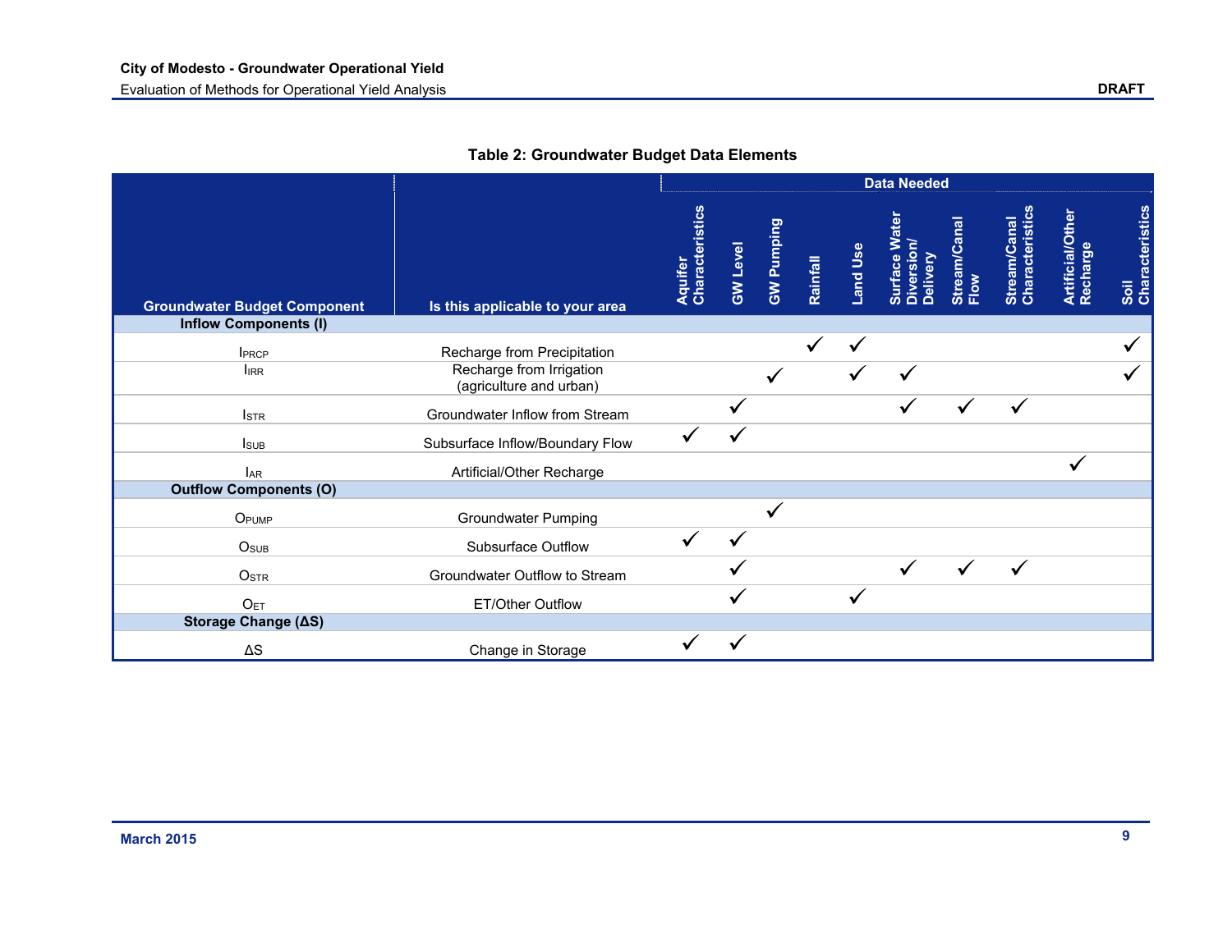**Table 2: Groundwater Budget Data Elements**

| Groundwater Budget Component | Is this applicable to your area | Data Needed | | | | | | | | | |
|---|---|---|---|---|---|---|---|---|---|---|---|
| | | Aquifer Characteristics | GW Level | GW Pumping | Rainfall | Land Use | Surface Water Diversion/ Delivery | Stream/Canal Flow | Stream/Canal Characteristics | Artificial/Other Recharge | Soil Characteristics |
| **Inflow Components (I)** | | | | | | | | | | | |
| $I_{PRCP}$ | Recharge from Precipitation | | | | ✓ | ✓ | | | | | ✓ |
| $I_{IRR}$ | Recharge from Irrigation (agriculture and urban) | | | ✓ | | ✓ | ✓ | | | | ✓ |
| $I_{STR}$ | Groundwater Inflow from Stream | | ✓ | | | | ✓ | ✓ | ✓ | | |
| $I_{SUB}$ | Subsurface Inflow/Boundary Flow | ✓ | ✓ | | | | | | | | |
| $I_{AR}$ | Artificial/Other Recharge | | | | | | | | | ✓ | |
| **Outflow Components (O)** | | | | | | | | | | | |
| $O_{PUMP}$ | Groundwater Pumping | | | ✓ | | | | | | | |
| $O_{SUB}$ | Subsurface Outflow | ✓ | ✓ | | | | | | | | |
| $O_{STR}$ | Groundwater Outflow to Stream | | ✓ | | | | ✓ | ✓ | ✓ | | |
| $O_{ET}$ | ET/Other Outflow | | ✓ | | | ✓ | | | | | |
| **Storage Change (ΔS)** | | | | | | | | | | | |
| ΔS | Change in Storage | ✓ | ✓ | | | | | | | | |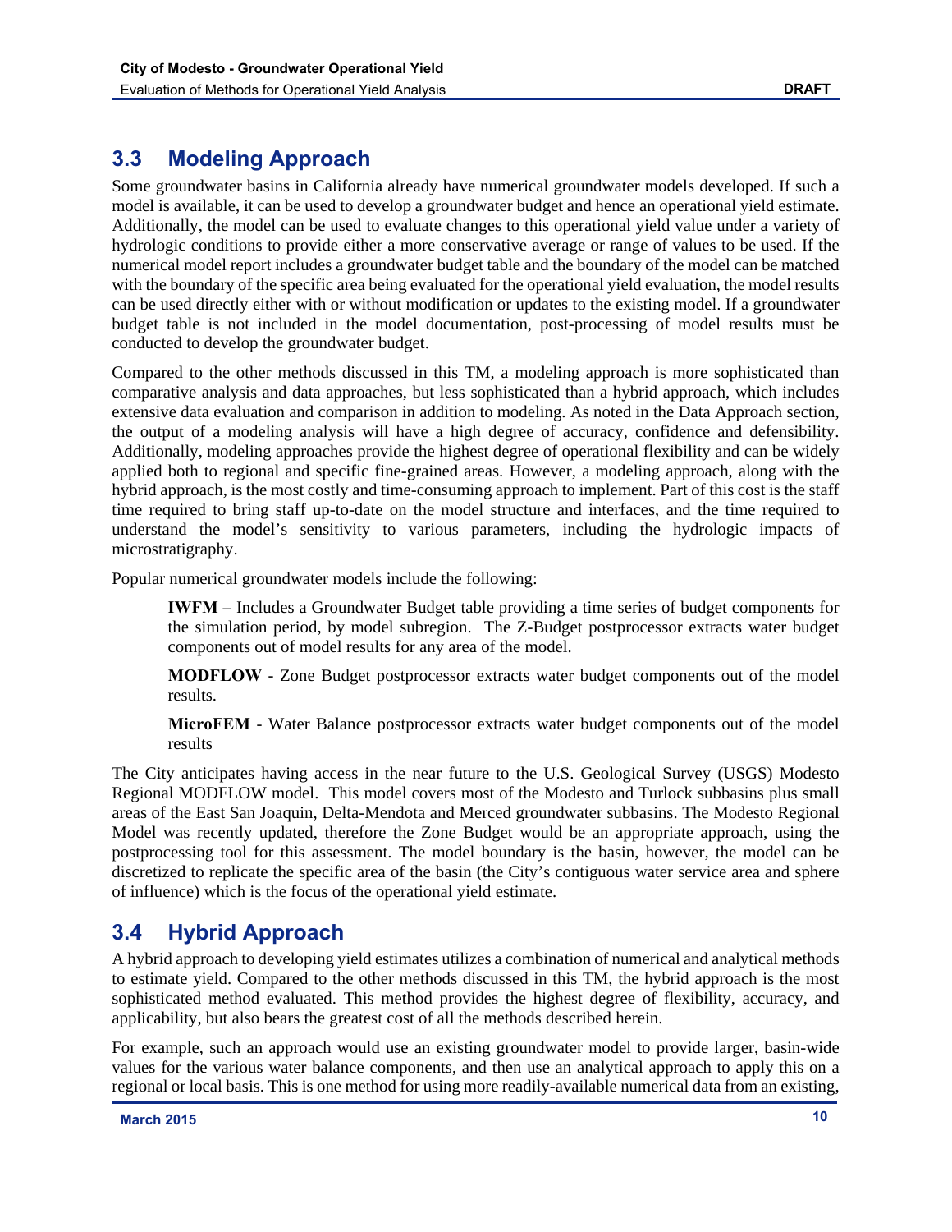## 3.3 Modeling Approach

Some groundwater basins in California already have numerical groundwater models developed. If such a model is available, it can be used to develop a groundwater budget and hence an operational yield estimate. Additionally, the model can be used to evaluate changes to this operational yield value under a variety of hydrologic conditions to provide either a more conservative average or range of values to be used. If the numerical model report includes a groundwater budget table and the boundary of the model can be matched with the boundary of the specific area being evaluated for the operational yield evaluation, the model results can be used directly either with or without modification or updates to the existing model. If a groundwater budget table is not included in the model documentation, post-processing of model results must be conducted to develop the groundwater budget.

Compared to the other methods discussed in this TM, a modeling approach is more sophisticated than comparative analysis and data approaches, but less sophisticated than a hybrid approach, which includes extensive data evaluation and comparison in addition to modeling. As noted in the Data Approach section, the output of a modeling analysis will have a high degree of accuracy, confidence and defensibility. Additionally, modeling approaches provide the highest degree of operational flexibility and can be widely applied both to regional and specific fine-grained areas. However, a modeling approach, along with the hybrid approach, is the most costly and time-consuming approach to implement. Part of this cost is the staff time required to bring staff up-to-date on the model structure and interfaces, and the time required to understand the model's sensitivity to various parameters, including the hydrologic impacts of microstratigraphy.

Popular numerical groundwater models include the following:

> **IWFM** – Includes a Groundwater Budget table providing a time series of budget components for the simulation period, by model subregion. The Z-Budget postprocessor extracts water budget components out of model results for any area of the model.
>
> **MODFLOW** - Zone Budget postprocessor extracts water budget components out of the model results.
>
> **MicroFEM** - Water Balance postprocessor extracts water budget components out of the model results

The City anticipates having access in the near future to the U.S. Geological Survey (USGS) Modesto Regional MODFLOW model. This model covers most of the Modesto and Turlock subbasins plus small areas of the East San Joaquin, Delta-Mendota and Merced groundwater subbasins. The Modesto Regional Model was recently updated, therefore the Zone Budget would be an appropriate approach, using the postprocessing tool for this assessment. The model boundary is the basin, however, the model can be discretized to replicate the specific area of the basin (the City's contiguous water service area and sphere of influence) which is the focus of the operational yield estimate.

## 3.4 Hybrid Approach

A hybrid approach to developing yield estimates utilizes a combination of numerical and analytical methods to estimate yield. Compared to the other methods discussed in this TM, the hybrid approach is the most sophisticated method evaluated. This method provides the highest degree of flexibility, accuracy, and applicability, but also bears the greatest cost of all the methods described herein.

For example, such an approach would use an existing groundwater model to provide larger, basin-wide values for the various water balance components, and then use an analytical approach to apply this on a regional or local basis. This is one method for using more readily-available numerical data from an existing,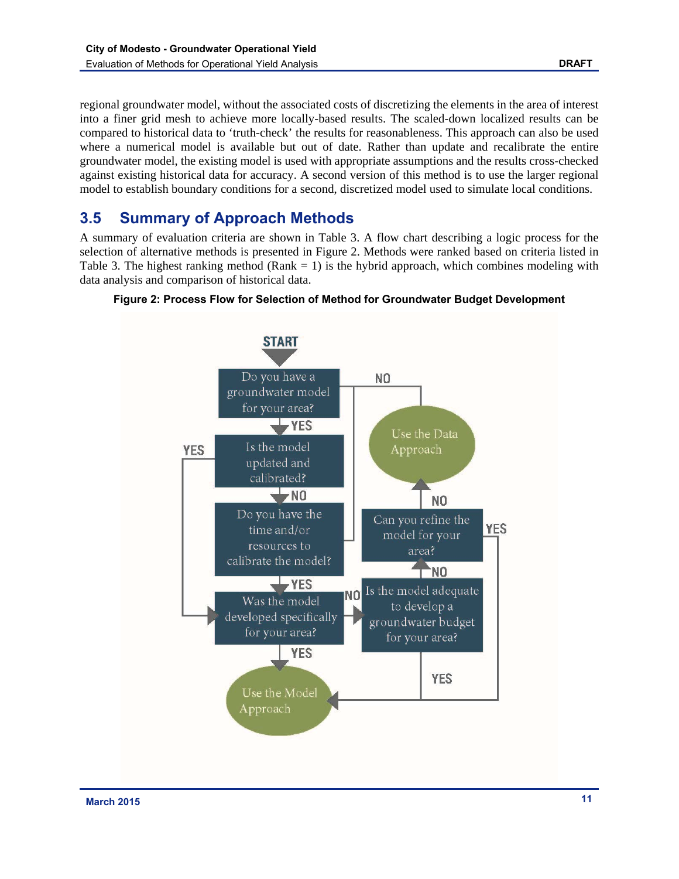regional groundwater model, without the associated costs of discretizing the elements in the area of interest into a finer grid mesh to achieve more locally-based results. The scaled-down localized results can be compared to historical data to 'truth-check' the results for reasonableness. This approach can also be used where a numerical model is available but out of date. Rather than update and recalibrate the entire groundwater model, the existing model is used with appropriate assumptions and the results cross-checked against existing historical data for accuracy. A second version of this method is to use the larger regional model to establish boundary conditions for a second, discretized model used to simulate local conditions.

## 3.5 Summary of Approach Methods

A summary of evaluation criteria are shown in Table 3. A flow chart describing a logic process for the selection of alternative methods is presented in Figure 2. Methods were ranked based on criteria listed in Table 3. The highest ranking method (Rank = 1) is the hybrid approach, which combines modeling with data analysis and comparison of historical data.

**Figure 2: Process Flow for Selection of Method for Groundwater Budget Development**

START

Do you have a groundwater model for your area?

NO

Use the Data Approach

YES

YES

Is the model updated and calibrated?

NO

NO

Can you refine the model for your area?

YES

Do you have the time and/or resources to calibrate the model?

NO

YES

Was the model developed specifically for your area?

NO

Is the model adequate to develop a groundwater budget for your area?

YES

YES

Use the Model Approach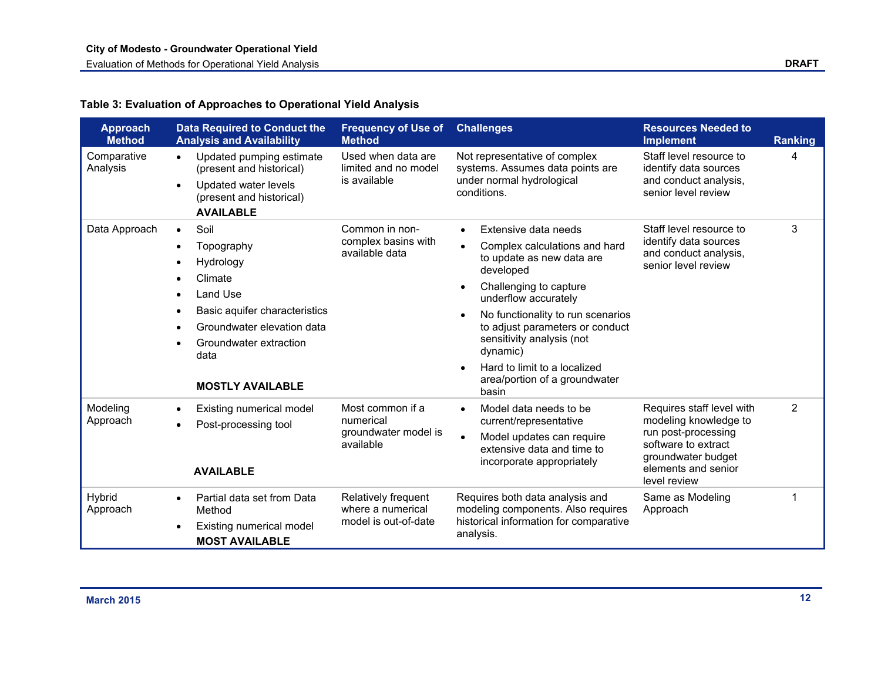**Table 3: Evaluation of Approaches to Operational Yield Analysis**

| Approach Method | Data Required to Conduct the Analysis and Availability | Frequency of Use of Method | Challenges | Resources Needed to Implement | Ranking |
|---|---|---|---|---|---|
| Comparative Analysis | • Updated pumping estimate (present and historical)<br>• Updated water levels (present and historical)<br>**AVAILABLE** | Used when data are limited and no model is available | Not representative of complex systems. Assumes data points are under normal hydrological conditions. | Staff level resource to identify data sources and conduct analysis, senior level review | 4 |
| Data Approach | • Soil<br>• Topography<br>• Hydrology<br>• Climate<br>• Land Use<br>• Basic aquifer characteristics<br>• Groundwater elevation data<br>• Groundwater extraction data<br>**MOSTLY AVAILABLE** | Common in non-complex basins with available data | • Extensive data needs<br>• Complex calculations and hard to update as new data are developed<br>• Challenging to capture underflow accurately<br>• No functionality to run scenarios to adjust parameters or conduct sensitivity analysis (not dynamic)<br>• Hard to limit to a localized area/portion of a groundwater basin | Staff level resource to identify data sources and conduct analysis, senior level review | 3 |
| Modeling Approach | • Existing numerical model<br>• Post-processing tool<br>**AVAILABLE** | Most common if a numerical groundwater model is available | • Model data needs to be current/representative<br>• Model updates can require extensive data and time to incorporate appropriately | Requires staff level with modeling knowledge to run post-processing software to extract groundwater budget elements and senior level review | 2 |
| Hybrid Approach | • Partial data set from Data Method<br>• Existing numerical model<br>**MOST AVAILABLE** | Relatively frequent where a numerical model is out-of-date | Requires both data analysis and modeling components. Also requires historical information for comparative analysis. | Same as Modeling Approach | 1 |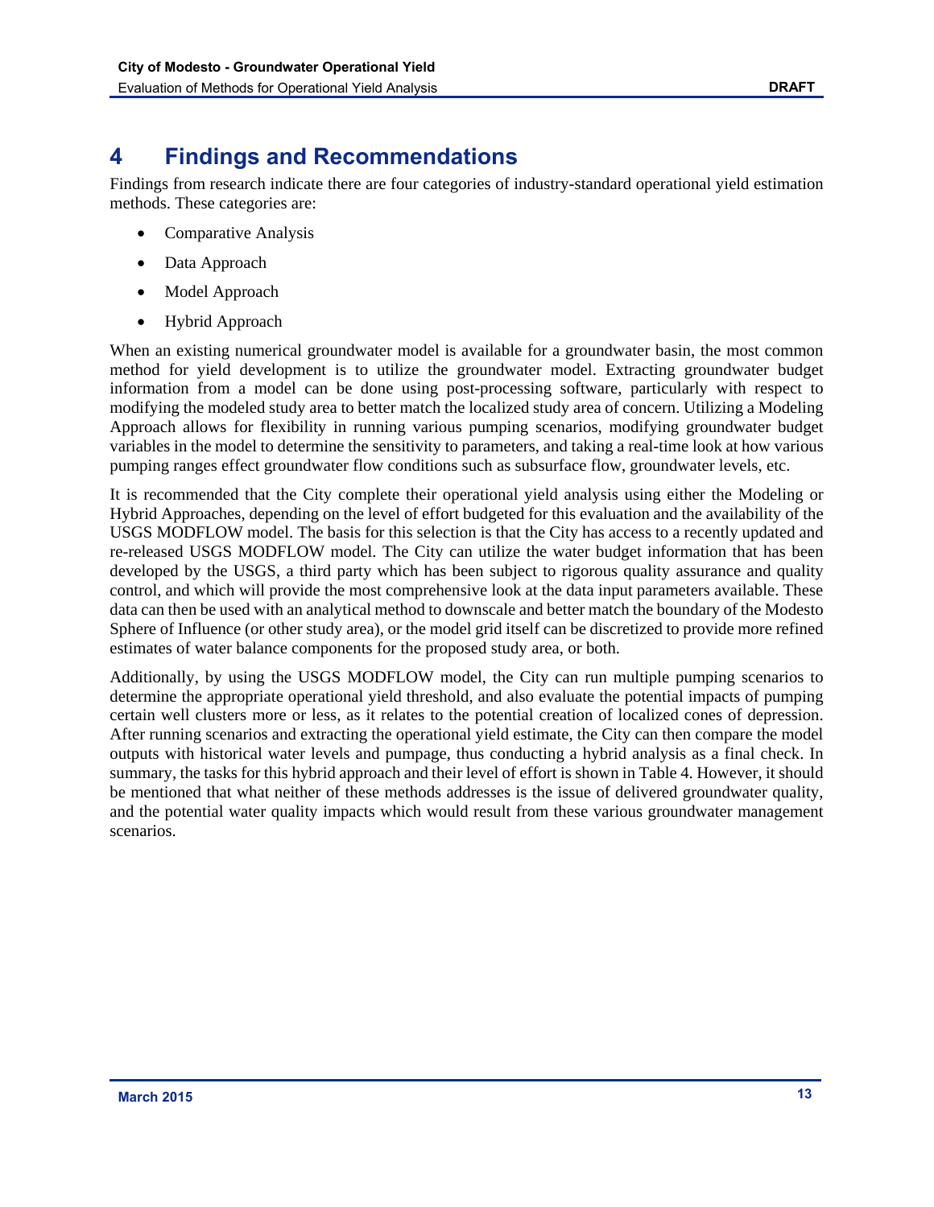# 4 Findings and Recommendations

Findings from research indicate there are four categories of industry-standard operational yield estimation methods. These categories are:

- Comparative Analysis
- Data Approach
- Model Approach
- Hybrid Approach

When an existing numerical groundwater model is available for a groundwater basin, the most common method for yield development is to utilize the groundwater model. Extracting groundwater budget information from a model can be done using post-processing software, particularly with respect to modifying the modeled study area to better match the localized study area of concern. Utilizing a Modeling Approach allows for flexibility in running various pumping scenarios, modifying groundwater budget variables in the model to determine the sensitivity to parameters, and taking a real-time look at how various pumping ranges effect groundwater flow conditions such as subsurface flow, groundwater levels, etc.

It is recommended that the City complete their operational yield analysis using either the Modeling or Hybrid Approaches, depending on the level of effort budgeted for this evaluation and the availability of the USGS MODFLOW model. The basis for this selection is that the City has access to a recently updated and re-released USGS MODFLOW model. The City can utilize the water budget information that has been developed by the USGS, a third party which has been subject to rigorous quality assurance and quality control, and which will provide the most comprehensive look at the data input parameters available. These data can then be used with an analytical method to downscale and better match the boundary of the Modesto Sphere of Influence (or other study area), or the model grid itself can be discretized to provide more refined estimates of water balance components for the proposed study area, or both.

Additionally, by using the USGS MODFLOW model, the City can run multiple pumping scenarios to determine the appropriate operational yield threshold, and also evaluate the potential impacts of pumping certain well clusters more or less, as it relates to the potential creation of localized cones of depression. After running scenarios and extracting the operational yield estimate, the City can then compare the model outputs with historical water levels and pumpage, thus conducting a hybrid analysis as a final check. In summary, the tasks for this hybrid approach and their level of effort is shown in Table 4. However, it should be mentioned that what neither of these methods addresses is the issue of delivered groundwater quality, and the potential water quality impacts which would result from these various groundwater management scenarios.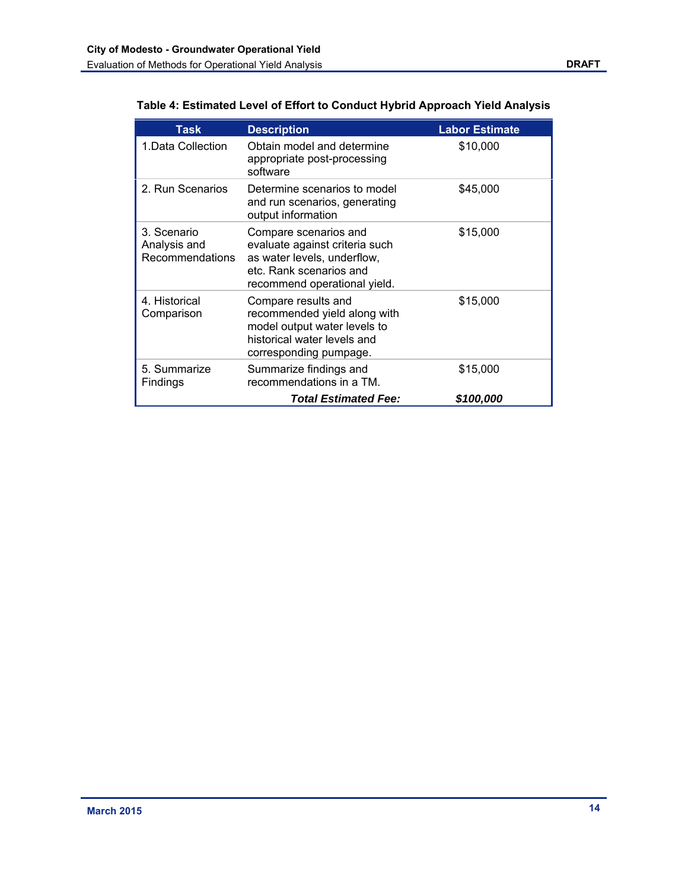**Table 4: Estimated Level of Effort to Conduct Hybrid Approach Yield Analysis**

| Task | Description | Labor Estimate |
|---|---|---|
| 1.Data Collection | Obtain model and determine appropriate post-processing software | $10,000 |
| 2. Run Scenarios | Determine scenarios to model and run scenarios, generating output information | $45,000 |
| 3. Scenario Analysis and Recommendations | Compare scenarios and evaluate against criteria such as water levels, underflow, etc. Rank scenarios and recommend operational yield. | $15,000 |
| 4. Historical Comparison | Compare results and recommended yield along with model output water levels to historical water levels and corresponding pumpage. | $15,000 |
| 5. Summarize Findings | Summarize findings and recommendations in a TM. | $15,000 |
| | ***Total Estimated Fee:*** | ***$100,000*** |